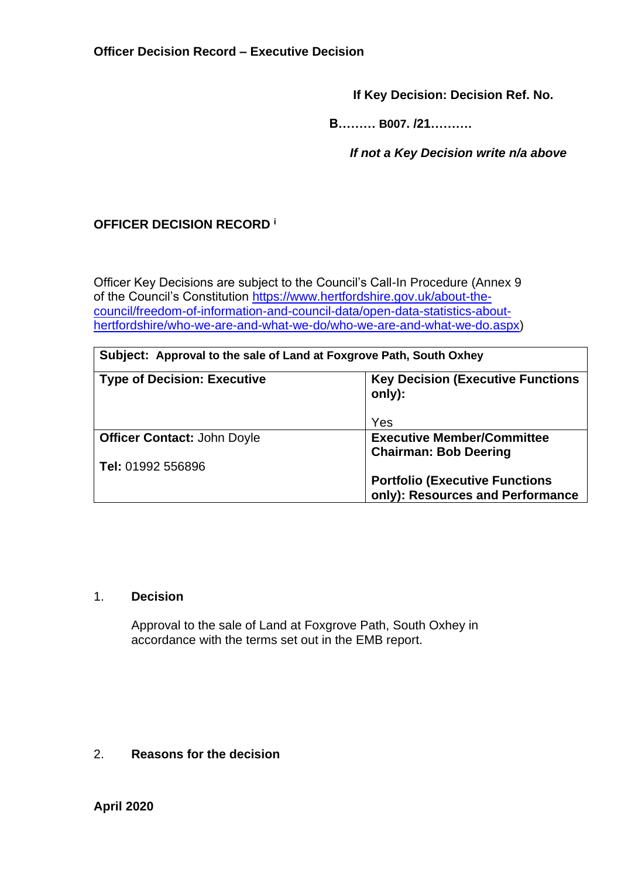**Officer Decision Record – Executive Decision**

**If Key Decision: Decision Ref. No.**

**B……… B007. /21……….**

***If not a Key Decision write n/a above***

**OFFICER DECISION RECORD [i]**

Officer Key Decisions are subject to the Council's Call-In Procedure (Annex 9 of the Council's Constitution https://www.hertfordshire.gov.uk/about-the-council/freedom-of-information-and-council-data/open-data-statistics-about-hertfordshire/who-we-are-and-what-we-do/who-we-are-and-what-we-do.aspx)

| **Subject: Approval to the sale of Land at Foxgrove Path, South Oxhey** | |
|---|---|
| **Type of Decision: Executive** | **Key Decision (Executive Functions only):**<br><br>Yes |
| **Officer Contact:** John Doyle<br><br>**Tel:** 01992 556896 | **Executive Member/Committee Chairman: Bob Deering**<br><br>**Portfolio (Executive Functions only): Resources and Performance** |

1. **Decision**

   Approval to the sale of Land at Foxgrove Path, South Oxhey in accordance with the terms set out in the EMB report.

2. **Reasons for the decision**

**April 2020**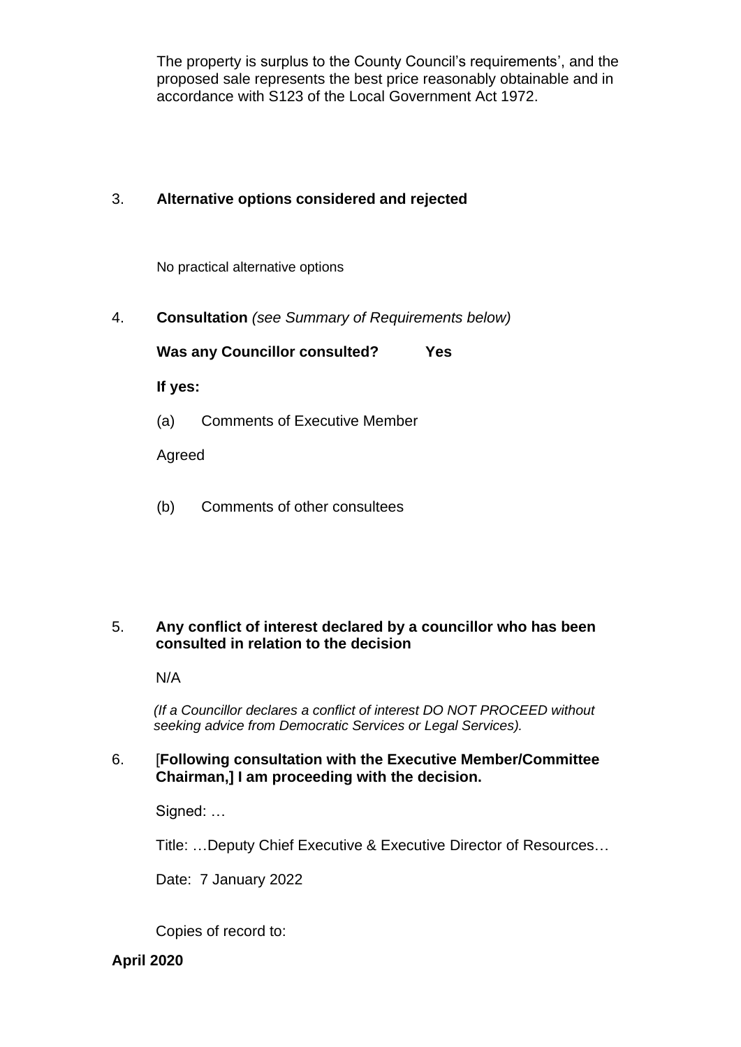The property is surplus to the County Council's requirements', and the proposed sale represents the best price reasonably obtainable and in accordance with S123 of the Local Government Act 1972.

3. **Alternative options considered and rejected**

No practical alternative options

4. **Consultation** *(see Summary of Requirements below)*

**Was any Councillor consulted? Yes**

**If yes:**

(a) Comments of Executive Member

Agreed

(b) Comments of other consultees

5. **Any conflict of interest declared by a councillor who has been consulted in relation to the decision**

N/A

*(If a Councillor declares a conflict of interest DO NOT PROCEED without seeking advice from Democratic Services or Legal Services).*

6. [**Following consultation with the Executive Member/Committee Chairman,] I am proceeding with the decision.**

Signed: …

Title: …Deputy Chief Executive & Executive Director of Resources…

Date: 7 January 2022

Copies of record to:

**April 2020**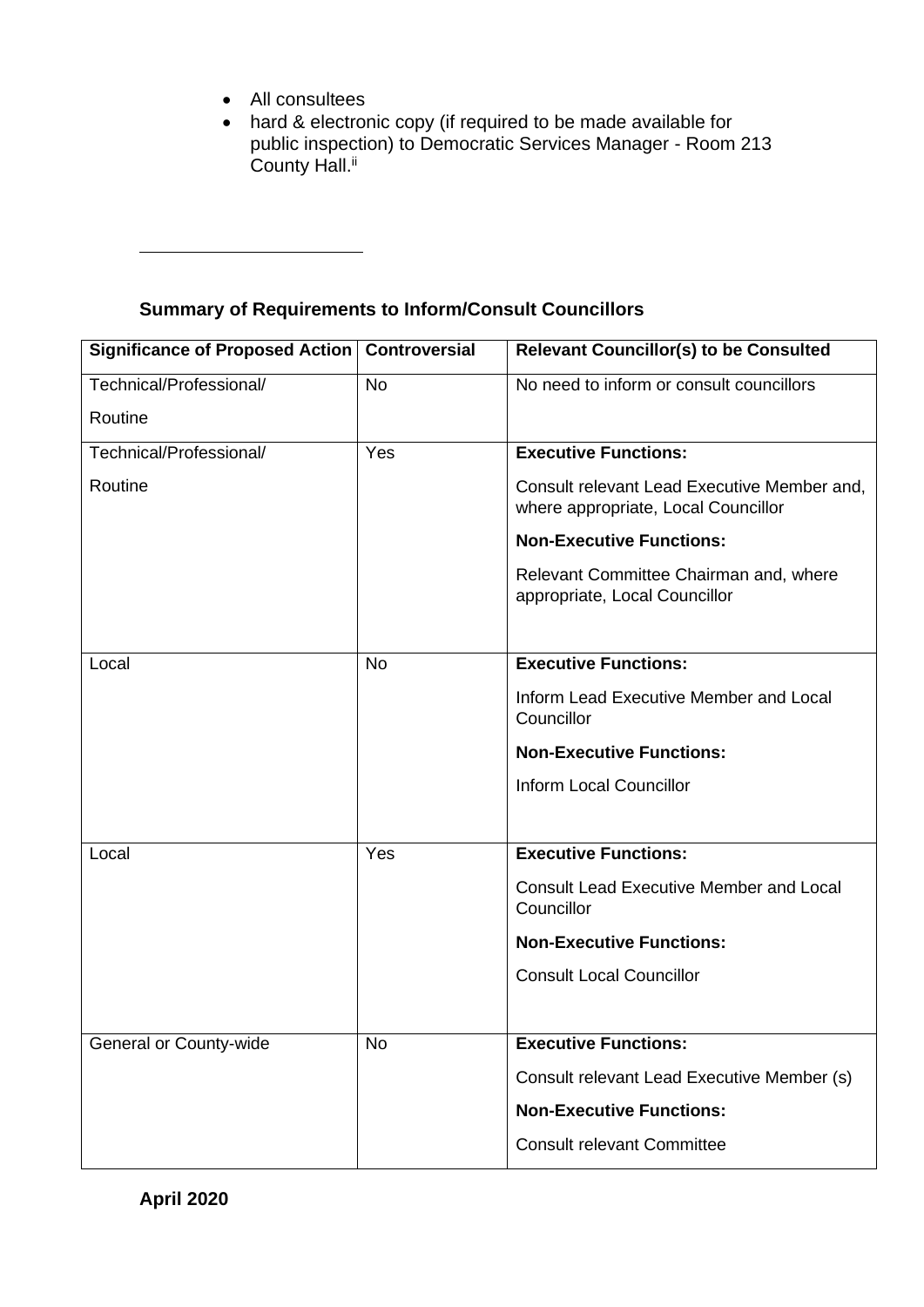- All consultees
- hard & electronic copy (if required to be made available for public inspection) to Democratic Services Manager - Room 213 County Hall.[ii]

---

**Summary of Requirements to Inform/Consult Councillors**

| Significance of Proposed Action | Controversial | Relevant Councillor(s) to be Consulted |
|---|---|---|
| Technical/Professional/ Routine | No | No need to inform or consult councillors |
| Technical/Professional/ Routine | Yes | **Executive Functions:** Consult relevant Lead Executive Member and, where appropriate, Local Councillor **Non-Executive Functions:** Relevant Committee Chairman and, where appropriate, Local Councillor |
| Local | No | **Executive Functions:** Inform Lead Executive Member and Local Councillor **Non-Executive Functions:** Inform Local Councillor |
| Local | Yes | **Executive Functions:** Consult Lead Executive Member and Local Councillor **Non-Executive Functions:** Consult Local Councillor |
| General or County-wide | No | **Executive Functions:** Consult relevant Lead Executive Member (s) **Non-Executive Functions:** Consult relevant Committee |

**April 2020**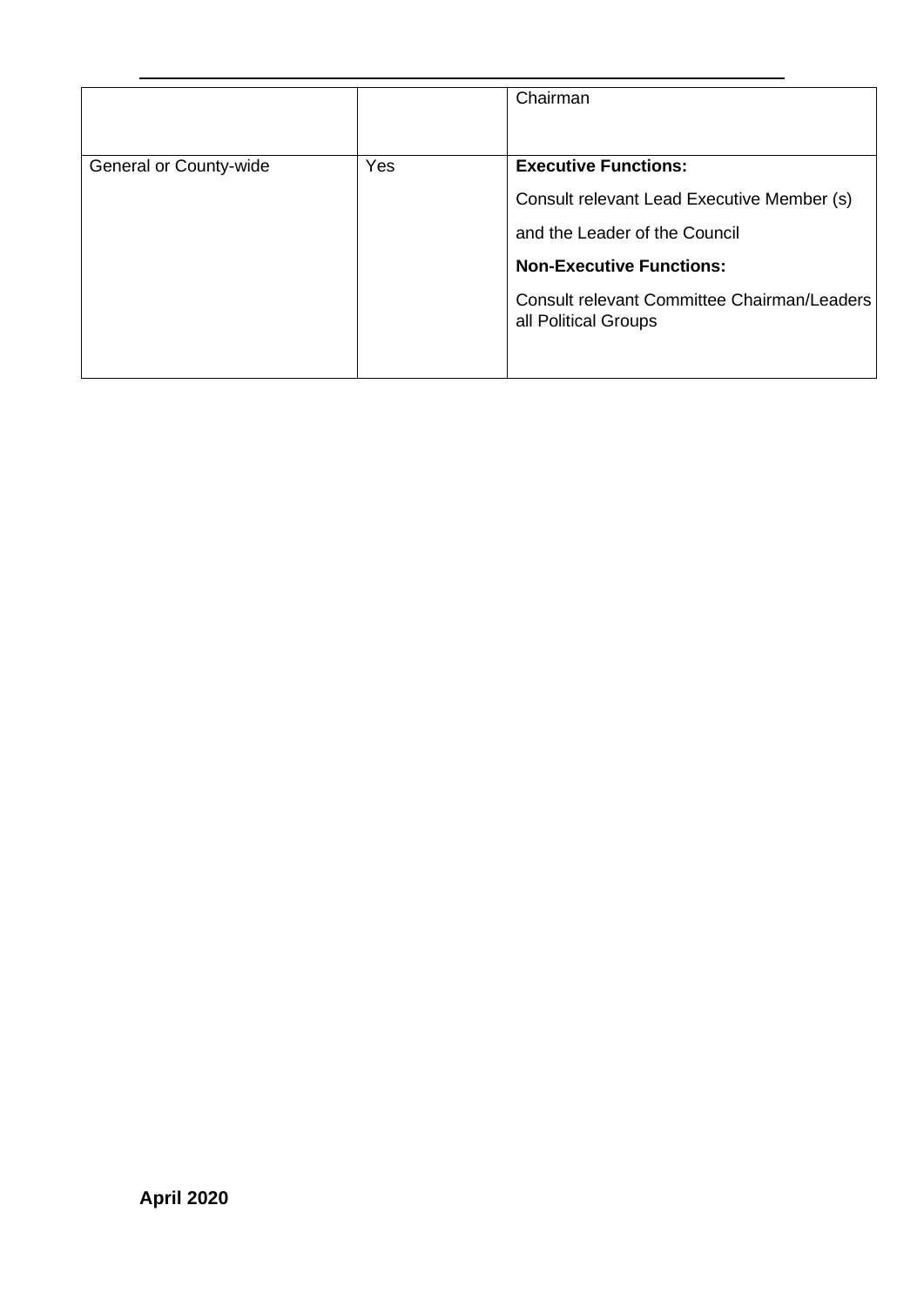| | | |
|---|---|---|
| | | Chairman |
| General or County-wide | Yes | **Executive Functions:**<br><br>Consult relevant Lead Executive Member (s)<br><br>and the Leader of the Council<br><br>**Non-Executive Functions:**<br><br>Consult relevant Committee Chairman/Leaders all Political Groups |

**April 2020**